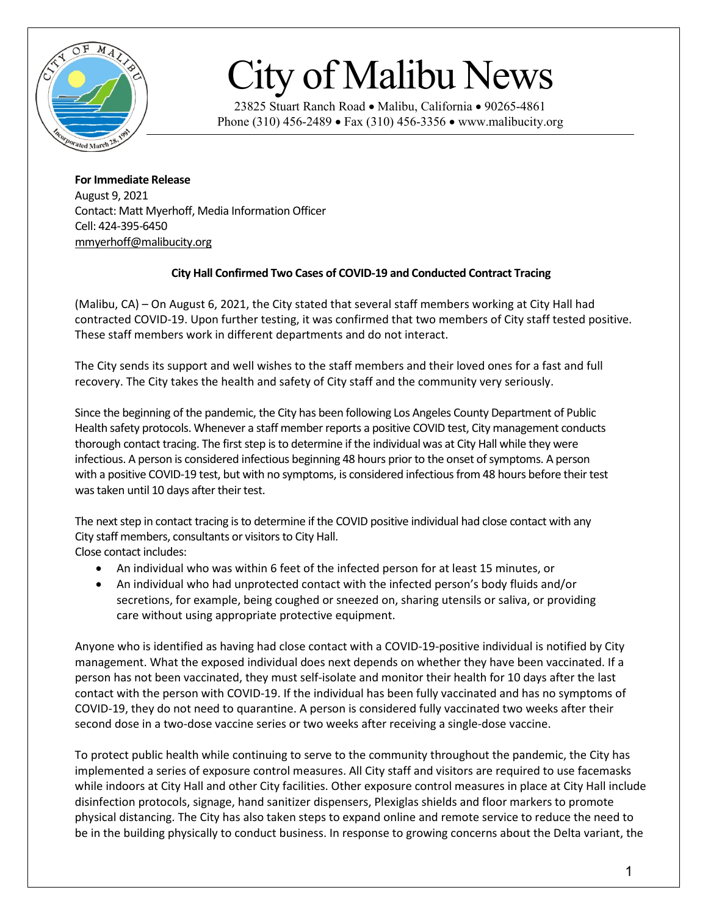# City of Malibu News

23825 Stuart Ranch Road • Malibu, California • 90265-4861
Phone (310) 456-2489 • Fax (310) 456-3356 • www.malibucity.org

**For Immediate Release**
August 9, 2021
Contact: Matt Myerhoff, Media Information Officer
Cell: 424-395-6450
mmyerhoff@malibucity.org

**City Hall Confirmed Two Cases of COVID-19 and Conducted Contract Tracing**

(Malibu, CA) – On August 6, 2021, the City stated that several staff members working at City Hall had contracted COVID-19. Upon further testing, it was confirmed that two members of City staff tested positive. These staff members work in different departments and do not interact.

The City sends its support and well wishes to the staff members and their loved ones for a fast and full recovery. The City takes the health and safety of City staff and the community very seriously.

Since the beginning of the pandemic, the City has been following Los Angeles County Department of Public Health safety protocols. Whenever a staff member reports a positive COVID test, City management conducts thorough contact tracing. The first step is to determine if the individual was at City Hall while they were infectious. A person is considered infectious beginning 48 hours prior to the onset of symptoms. A person with a positive COVID-19 test, but with no symptoms, is considered infectious from 48 hours before their test was taken until 10 days after their test.

The next step in contact tracing is to determine if the COVID positive individual had close contact with any City staff members, consultants or visitors to City Hall.
Close contact includes:

- An individual who was within 6 feet of the infected person for at least 15 minutes, or
- An individual who had unprotected contact with the infected person's body fluids and/or secretions, for example, being coughed or sneezed on, sharing utensils or saliva, or providing care without using appropriate protective equipment.

Anyone who is identified as having had close contact with a COVID-19-positive individual is notified by City management. What the exposed individual does next depends on whether they have been vaccinated. If a person has not been vaccinated, they must self-isolate and monitor their health for 10 days after the last contact with the person with COVID-19. If the individual has been fully vaccinated and has no symptoms of COVID-19, they do not need to quarantine. A person is considered fully vaccinated two weeks after their second dose in a two-dose vaccine series or two weeks after receiving a single-dose vaccine.

To protect public health while continuing to serve to the community throughout the pandemic, the City has implemented a series of exposure control measures. All City staff and visitors are required to use facemasks while indoors at City Hall and other City facilities. Other exposure control measures in place at City Hall include disinfection protocols, signage, hand sanitizer dispensers, Plexiglas shields and floor markers to promote physical distancing. The City has also taken steps to expand online and remote service to reduce the need to be in the building physically to conduct business. In response to growing concerns about the Delta variant, the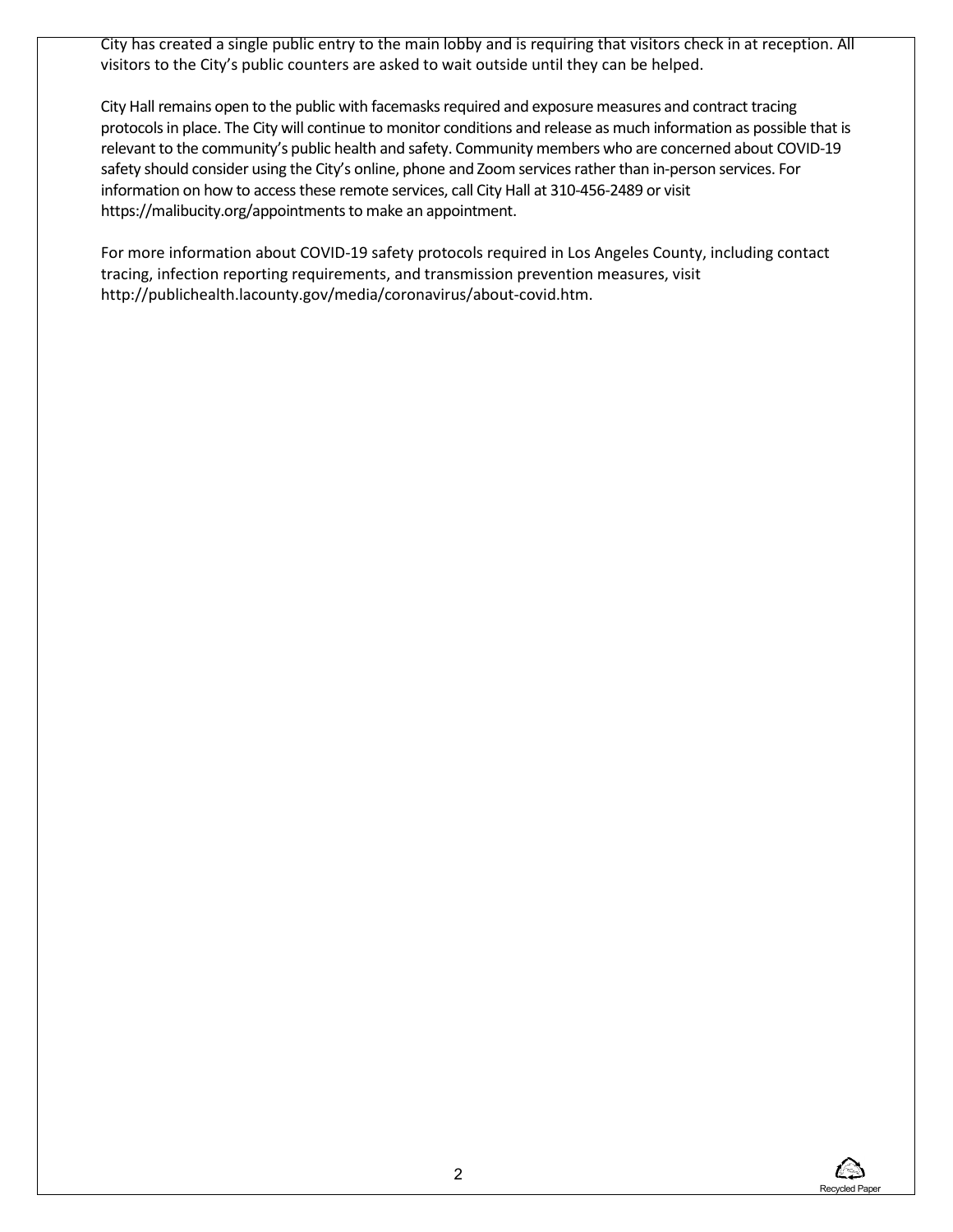City has created a single public entry to the main lobby and is requiring that visitors check in at reception. All visitors to the City's public counters are asked to wait outside until they can be helped.

City Hall remains open to the public with facemasks required and exposure measures and contract tracing protocols in place. The City will continue to monitor conditions and release as much information as possible that is relevant to the community's public health and safety. Community members who are concerned about COVID-19 safety should consider using the City's online, phone and Zoom services rather than in-person services. For information on how to access these remote services, call City Hall at 310-456-2489 or visit https://malibucity.org/appointments to make an appointment.

For more information about COVID-19 safety protocols required in Los Angeles County, including contact tracing, infection reporting requirements, and transmission prevention measures, visit http://publichealth.lacounty.gov/media/coronavirus/about-covid.htm.